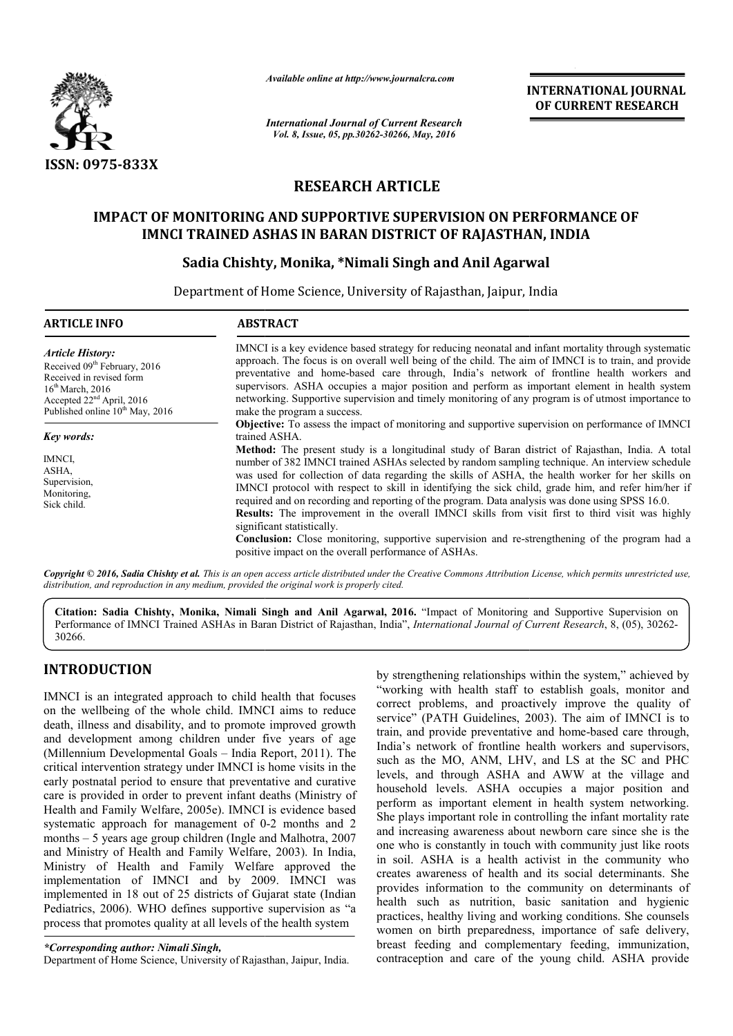ISSN: 0975-833X

*Available online at http://www.journalcra.com*

*International Journal of Current Research*
*Vol. 8, Issue, 05, pp.30262-30266, May, 2016*

**INTERNATIONAL JOURNAL OF CURRENT RESEARCH**

## RESEARCH ARTICLE

# IMPACT OF MONITORING AND SUPPORTIVE SUPERVISION ON PERFORMANCE OF IMNCI TRAINED ASHAS IN BARAN DISTRICT OF RAJASTHAN, INDIA

**Sadia Chishty, Monika, *Nimali Singh and Anil Agarwal**

Department of Home Science, University of Rajasthan, Jaipur, India

### ARTICLE INFO

*Article History:*
Received 09th February, 2016
Received in revised form
16th March, 2016
Accepted 22nd April, 2016
Published online 10th May, 2016

*Key words:*

IMNCI,
ASHA,
Supervision,
Monitoring,
Sick child.

### ABSTRACT

IMNCI is a key evidence based strategy for reducing neonatal and infant mortality through systematic approach. The focus is on overall well being of the child. The aim of IMNCI is to train, and provide preventative and home-based care through, India's network of frontline health workers and supervisors. ASHA occupies a major position and perform as important element in health system networking. Supportive supervision and timely monitoring of any program is of utmost importance to make the program a success.

**Objective:** To assess the impact of monitoring and supportive supervision on performance of IMNCI trained ASHA.

**Method:** The present study is a longitudinal study of Baran district of Rajasthan, India. A total number of 382 IMNCI trained ASHAs selected by random sampling technique. An interview schedule was used for collection of data regarding the skills of ASHA, the health worker for her skills on IMNCI protocol with respect to skill in identifying the sick child, grade him, and refer him/her if required and on recording and reporting of the program. Data analysis was done using SPSS 16.0.

**Results:** The improvement in the overall IMNCI skills from visit first to third visit was highly significant statistically.

**Conclusion:** Close monitoring, supportive supervision and re-strengthening of the program had a positive impact on the overall performance of ASHAs.

***Copyright © 2016, Sadia Chishty et al.*** *This is an open access article distributed under the Creative Commons Attribution License, which permits unrestricted use, distribution, and reproduction in any medium, provided the original work is properly cited.*

**Citation: Sadia Chishty, Monika, Nimali Singh and Anil Agarwal, 2016.** "Impact of Monitoring and Supportive Supervision on Performance of IMNCI Trained ASHAs in Baran District of Rajasthan, India", *International Journal of Current Research*, 8, (05), 30262-30266.

## INTRODUCTION

IMNCI is an integrated approach to child health that focuses on the wellbeing of the whole child. IMNCI aims to reduce death, illness and disability, and to promote improved growth and development among children under five years of age (Millennium Developmental Goals – India Report, 2011). The critical intervention strategy under IMNCI is home visits in the early postnatal period to ensure that preventative and curative care is provided in order to prevent infant deaths (Ministry of Health and Family Welfare, 2005e). IMNCI is evidence based systematic approach for management of 0-2 months and 2 months – 5 years age group children (Ingle and Malhotra, 2007 and Ministry of Health and Family Welfare, 2003). In India, Ministry of Health and Family Welfare approved the implementation of IMNCI and by 2009. IMNCI was implemented in 18 out of 25 districts of Gujarat state (Indian Pediatrics, 2006). WHO defines supportive supervision as "a process that promotes quality at all levels of the health system by strengthening relationships within the system," achieved by "working with health staff to establish goals, monitor and correct problems, and proactively improve the quality of service" (PATH Guidelines, 2003). The aim of IMNCI is to train, and provide preventative and home-based care through, India's network of frontline health workers and supervisors, such as the MO, ANM, LHV, and LS at the SC and PHC levels, and through ASHA and AWW at the village and household levels. ASHA occupies a major position and perform as important element in health system networking. She plays important role in controlling the infant mortality rate and increasing awareness about newborn care since she is the one who is constantly in touch with community just like roots in soil. ASHA is a health activist in the community who creates awareness of health and its social determinants. She provides information to the community on determinants of health such as nutrition, basic sanitation and hygienic practices, healthy living and working conditions. She counsels women on birth preparedness, importance of safe delivery, breast feeding and complementary feeding, immunization, contraception and care of the young child. ASHA provide

**\*Corresponding author: Nimali Singh,**
Department of Home Science, University of Rajasthan, Jaipur, India.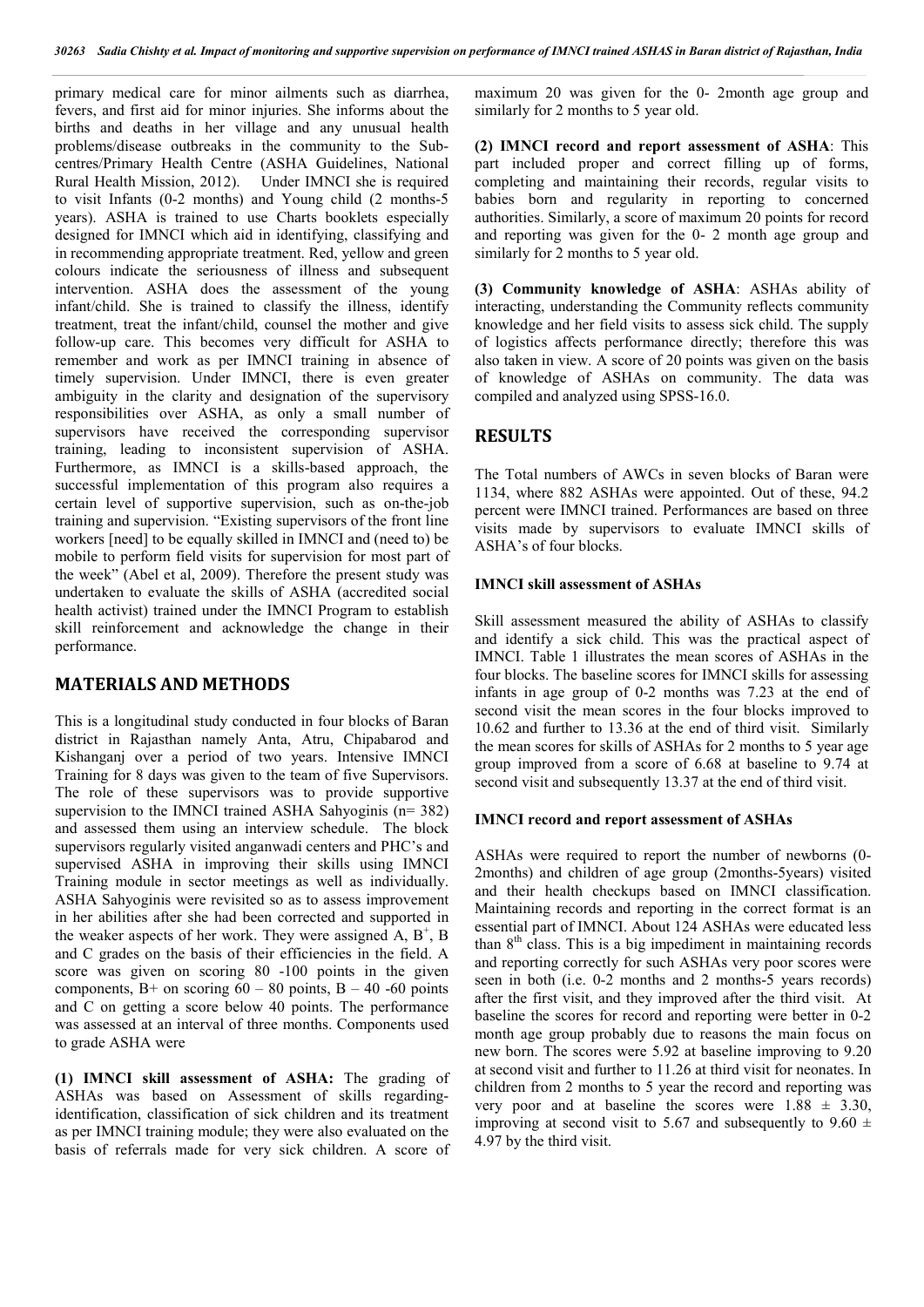primary medical care for minor ailments such as diarrhea, fevers, and first aid for minor injuries. She informs about the births and deaths in her village and any unusual health problems/disease outbreaks in the community to the Sub-centres/Primary Health Centre (ASHA Guidelines, National Rural Health Mission, 2012). Under IMNCI she is required to visit Infants (0-2 months) and Young child (2 months-5 years). ASHA is trained to use Charts booklets especially designed for IMNCI which aid in identifying, classifying and in recommending appropriate treatment. Red, yellow and green colours indicate the seriousness of illness and subsequent intervention. ASHA does the assessment of the young infant/child. She is trained to classify the illness, identify treatment, treat the infant/child, counsel the mother and give follow-up care. This becomes very difficult for ASHA to remember and work as per IMNCI training in absence of timely supervision. Under IMNCI, there is even greater ambiguity in the clarity and designation of the supervisory responsibilities over ASHA, as only a small number of supervisors have received the corresponding supervisor training, leading to inconsistent supervision of ASHA. Furthermore, as IMNCI is a skills-based approach, the successful implementation of this program also requires a certain level of supportive supervision, such as on-the-job training and supervision. "Existing supervisors of the front line workers [need] to be equally skilled in IMNCI and (need to) be mobile to perform field visits for supervision for most part of the week" (Abel et al, 2009). Therefore the present study was undertaken to evaluate the skills of ASHA (accredited social health activist) trained under the IMNCI Program to establish skill reinforcement and acknowledge the change in their performance.

## MATERIALS AND METHODS

This is a longitudinal study conducted in four blocks of Baran district in Rajasthan namely Anta, Atru, Chipabarod and Kishanganj over a period of two years. Intensive IMNCI Training for 8 days was given to the team of five Supervisors. The role of these supervisors was to provide supportive supervision to the IMNCI trained ASHA Sahyoginis (n= 382) and assessed them using an interview schedule. The block supervisors regularly visited anganwadi centers and PHC's and supervised ASHA in improving their skills using IMNCI Training module in sector meetings as well as individually. ASHA Sahyoginis were revisited so as to assess improvement in her abilities after she had been corrected and supported in the weaker aspects of her work. They were assigned A, B+, B and C grades on the basis of their efficiencies in the field. A score was given on scoring 80 -100 points in the given components, B+ on scoring 60 – 80 points, B – 40 -60 points and C on getting a score below 40 points. The performance was assessed at an interval of three months. Components used to grade ASHA were

**(1) IMNCI skill assessment of ASHA:** The grading of ASHAs was based on Assessment of skills regarding-identification, classification of sick children and its treatment as per IMNCI training module; they were also evaluated on the basis of referrals made for very sick children. A score of maximum 20 was given for the 0- 2month age group and similarly for 2 months to 5 year old.

**(2) IMNCI record and report assessment of ASHA**: This part included proper and correct filling up of forms, completing and maintaining their records, regular visits to babies born and regularity in reporting to concerned authorities. Similarly, a score of maximum 20 points for record and reporting was given for the 0- 2 month age group and similarly for 2 months to 5 year old.

**(3) Community knowledge of ASHA**: ASHAs ability of interacting, understanding the Community reflects community knowledge and her field visits to assess sick child. The supply of logistics affects performance directly; therefore this was also taken in view. A score of 20 points was given on the basis of knowledge of ASHAs on community. The data was compiled and analyzed using SPSS-16.0.

## RESULTS

The Total numbers of AWCs in seven blocks of Baran were 1134, where 882 ASHAs were appointed. Out of these, 94.2 percent were IMNCI trained. Performances are based on three visits made by supervisors to evaluate IMNCI skills of ASHA's of four blocks.

### IMNCI skill assessment of ASHAs

Skill assessment measured the ability of ASHAs to classify and identify a sick child. This was the practical aspect of IMNCI. Table 1 illustrates the mean scores of ASHAs in the four blocks. The baseline scores for IMNCI skills for assessing infants in age group of 0-2 months was 7.23 at the end of second visit the mean scores in the four blocks improved to 10.62 and further to 13.36 at the end of third visit. Similarly the mean scores for skills of ASHAs for 2 months to 5 year age group improved from a score of 6.68 at baseline to 9.74 at second visit and subsequently 13.37 at the end of third visit.

### IMNCI record and report assessment of ASHAs

ASHAs were required to report the number of newborns (0-2months) and children of age group (2months-5years) visited and their health checkups based on IMNCI classification. Maintaining records and reporting in the correct format is an essential part of IMNCI. About 124 ASHAs were educated less than 8th class. This is a big impediment in maintaining records and reporting correctly for such ASHAs very poor scores were seen in both (i.e. 0-2 months and 2 months-5 years records) after the first visit, and they improved after the third visit. At baseline the scores for record and reporting were better in 0-2 month age group probably due to reasons the main focus on new born. The scores were 5.92 at baseline improving to 9.20 at second visit and further to 11.26 at third visit for neonates. In children from 2 months to 5 year the record and reporting was very poor and at baseline the scores were $1.88 \pm 3.30$, improving at second visit to 5.67 and subsequently to $9.60 \pm 4.97$ by the third visit.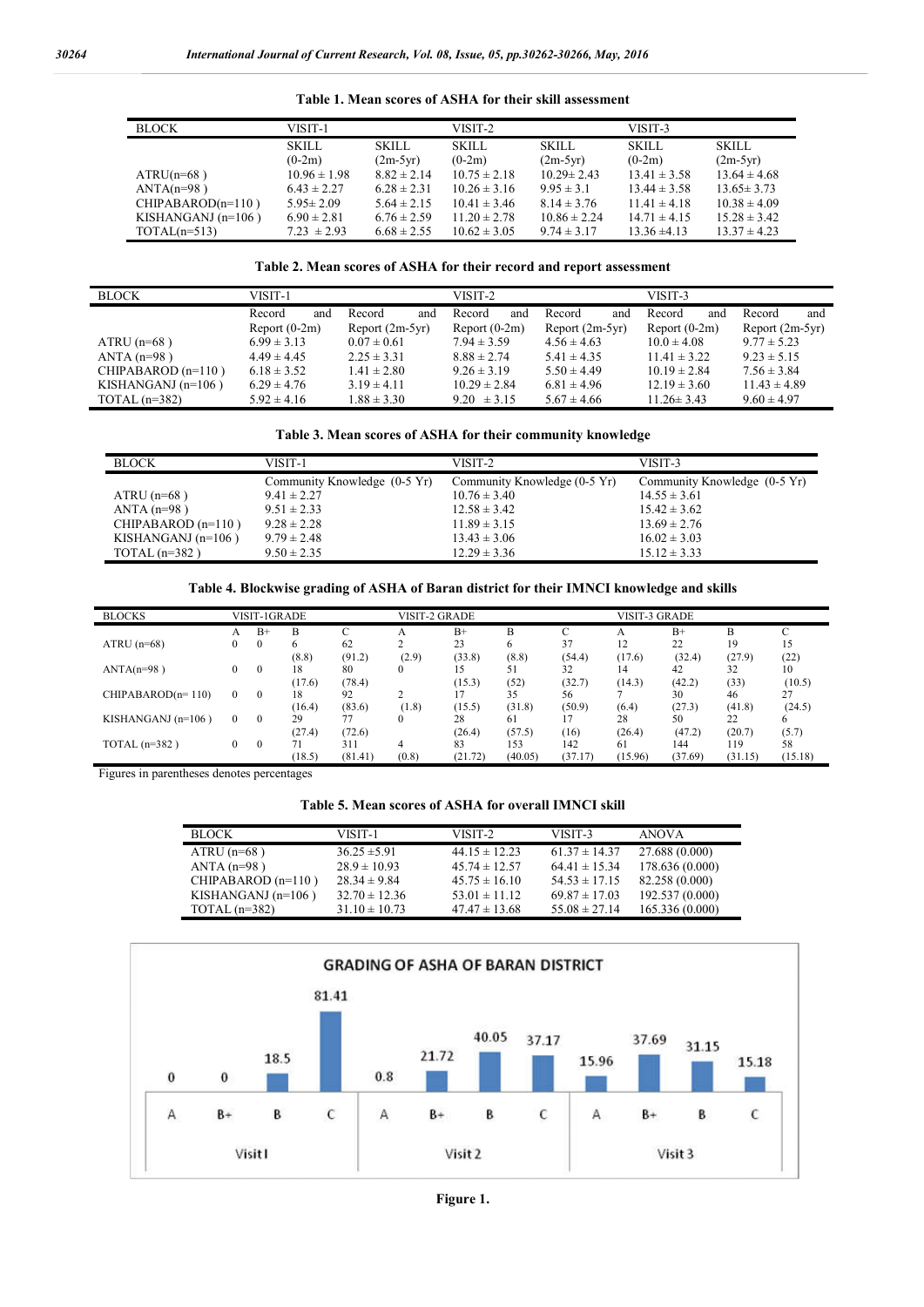**Table 1. Mean scores of ASHA for their skill assessment**

| BLOCK | VISIT-1 | | VISIT-2 | | VISIT-3 | |
|---|---|---|---|---|---|---|
| | SKILL (0-2m) | SKILL (2m-5yr) | SKILL (0-2m) | SKILL (2m-5yr) | SKILL (0-2m) | SKILL (2m-5yr) |
| ATRU(n=68 ) | 10.96 ± 1.98 | 8.82 ± 2.14 | 10.75 ± 2.18 | 10.29± 2.43 | 13.41 ± 3.58 | 13.64 ± 4.68 |
| ANTA(n=98 ) | 6.43 ± 2.27 | 6.28 ± 2.31 | 10.26 ± 3.16 | 9.95 ± 3.1 | 13.44 ± 3.58 | 13.65± 3.73 |
| CHIPABAROD(n=110 ) | 5.95± 2.09 | 5.64 ± 2.15 | 10.41 ± 3.46 | 8.14 ± 3.76 | 11.41 ± 4.18 | 10.38 ± 4.09 |
| KISHANGANJ (n=106 ) | 6.90 ± 2.81 | 6.76 ± 2.59 | 11.20 ± 2.78 | 10.86 ± 2.24 | 14.71 ± 4.15 | 15.28 ± 3.42 |
| TOTAL(n=513) | 7.23 ± 2.93 | 6.68 ± 2.55 | 10.62 ± 3.05 | 9.74 ± 3.17 | 13.36 ±4.13 | 13.37 ± 4.23 |

**Table 2. Mean scores of ASHA for their record and report assessment**

| BLOCK | VISIT-1 | | VISIT-2 | | VISIT-3 | |
|---|---|---|---|---|---|---|
| | Record and Report (0-2m) | Record and Report (2m-5yr) | Record and Report (0-2m) | Record and Report (2m-5yr) | Record and Report (0-2m) | Record and Report (2m-5yr) |
| ATRU (n=68 ) | 6.99 ± 3.13 | 0.07 ± 0.61 | 7.94 ± 3.59 | 4.56 ± 4.63 | 10.0 ± 4.08 | 9.77 ± 5.23 |
| ANTA (n=98 ) | 4.49 ± 4.45 | 2.25 ± 3.31 | 8.88 ± 2.74 | 5.41 ± 4.35 | 11.41 ± 3.22 | 9.23 ± 5.15 |
| CHIPABAROD (n=110 ) | 6.18 ± 3.52 | 1.41 ± 2.80 | 9.26 ± 3.19 | 5.50 ± 4.49 | 10.19 ± 2.84 | 7.56 ± 3.84 |
| KISHANGANJ (n=106 ) | 6.29 ± 4.76 | 3.19 ± 4.11 | 10.29 ± 2.84 | 6.81 ± 4.96 | 12.19 ± 3.60 | 11.43 ± 4.89 |
| TOTAL (n=382) | 5.92 ± 4.16 | 1.88 ± 3.30 | 9.20 ± 3.15 | 5.67 ± 4.66 | 11.26± 3.43 | 9.60 ± 4.97 |

**Table 3. Mean scores of ASHA for their community knowledge**

| BLOCK | VISIT-1 | VISIT-2 | VISIT-3 |
|---|---|---|---|
| | Community Knowledge (0-5 Yr) | Community Knowledge (0-5 Yr) | Community Knowledge (0-5 Yr) |
| ATRU (n=68 ) | 9.41 ± 2.27 | 10.76 ± 3.40 | 14.55 ± 3.61 |
| ANTA (n=98 ) | 9.51 ± 2.33 | 12.58 ± 3.42 | 15.42 ± 3.62 |
| CHIPABAROD (n=110 ) | 9.28 ± 2.28 | 11.89 ± 3.15 | 13.69 ± 2.76 |
| KISHANGANJ (n=106 ) | 9.79 ± 2.48 | 13.43 ± 3.06 | 16.02 ± 3.03 |
| TOTAL (n=382 ) | 9.50 ± 2.35 | 12.29 ± 3.36 | 15.12 ± 3.33 |

**Table 4. Blockwise grading of ASHA of Baran district for their IMNCI knowledge and skills**

| BLOCKS | VISIT-1GRADE | | | | VISIT-2 GRADE | | | | VISIT-3 GRADE | | | |
|---|---|---|---|---|---|---|---|---|---|---|---|---|
| | A | B+ | B | C | A | B+ | B | C | A | B+ | B | C |
| ATRU (n=68) | 0 | 0 | 6 (8.8) | 62 (91.2) | 2 (2.9) | 23 (33.8) | 6 (8.8) | 37 (54.4) | 12 (17.6) | 22 (32.4) | 19 (27.9) | 15 (22) |
| ANTA(n=98 ) | 0 | 0 | 18 (17.6) | 80 (78.4) | 0 | 15 (15.3) | 51 (52) | 32 (32.7) | 14 (14.3) | 42 (42.2) | 32 (33) | 10 (10.5) |
| CHIPABAROD(n= 110) | 0 | 0 | 18 (16.4) | 92 (83.6) | 2 (1.8) | 17 (15.5) | 35 (31.8) | 56 (50.9) | 7 (6.4) | 30 (27.3) | 46 (41.8) | 27 (24.5) |
| KISHANGANJ (n=106 ) | 0 | 0 | 29 (27.4) | 77 (72.6) | 0 | 28 (26.4) | 61 (57.5) | 17 (16) | 28 (26.4) | 50 (47.2) | 22 (20.7) | 6 (5.7) |
| TOTAL (n=382 ) | 0 | 0 | 71 (18.5) | 311 (81.41) | 4 (0.8) | 83 (21.72) | 153 (40.05) | 142 (37.17) | 61 (15.96) | 144 (37.69) | 119 (31.15) | 58 (15.18) |

Figures in parentheses denotes percentages

**Table 5. Mean scores of ASHA for overall IMNCI skill**

| BLOCK | VISIT-1 | VISIT-2 | VISIT-3 | ANOVA |
|---|---|---|---|---|
| ATRU (n=68 ) | 36.25 ±5.91 | 44.15 ± 12.23 | 61.37 ± 14.37 | 27.688 (0.000) |
| ANTA (n=98 ) | 28.9 ± 10.93 | 45.74 ± 12.57 | 64.41 ± 15.34 | 178.636 (0.000) |
| CHIPABAROD (n=110 ) | 28.34 ± 9.84 | 45.75 ± 16.10 | 54.53 ± 17.15 | 82.258 (0.000) |
| KISHANGANJ (n=106 ) | 32.70 ± 12.36 | 53.01 ± 11.12 | 69.87 ± 17.03 | 192.537 (0.000) |
| TOTAL (n=382) | 31.10 ± 10.73 | 47.47 ± 13.68 | 55.08 ± 27.14 | 165.336 (0.000) |

**GRADING OF ASHA OF BARAN DISTRICT**

| | Visit1 | | | | Visit 2 | | | | Visit 3 | | | |
|---|---|---|---|---|---|---|---|---|---|---|---|---|
| Grade | A | B+ | B | C | A | B+ | B | C | A | B+ | B | C |
| % | 0 | 0 | 18.5 | 81.41 | 0.8 | 21.72 | 40.05 | 37.17 | 15.96 | 37.69 | 31.15 | 15.18 |

**Figure 1.**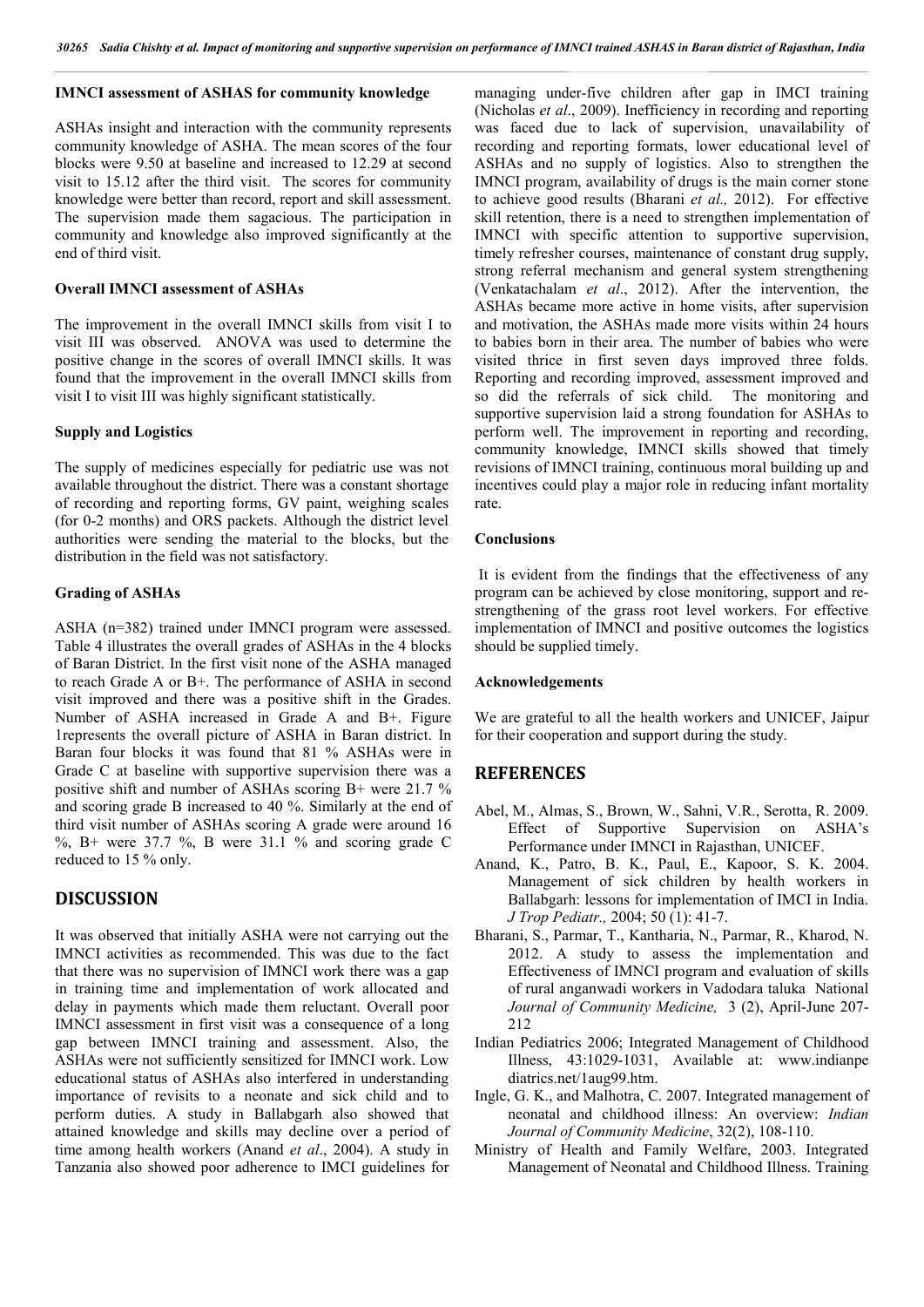**IMNCI assessment of ASHAS for community knowledge**

ASHAs insight and interaction with the community represents community knowledge of ASHA. The mean scores of the four blocks were 9.50 at baseline and increased to 12.29 at second visit to 15.12 after the third visit. The scores for community knowledge were better than record, report and skill assessment. The supervision made them sagacious. The participation in community and knowledge also improved significantly at the end of third visit.

**Overall IMNCI assessment of ASHAs**

The improvement in the overall IMNCI skills from visit I to visit III was observed. ANOVA was used to determine the positive change in the scores of overall IMNCI skills. It was found that the improvement in the overall IMNCI skills from visit I to visit III was highly significant statistically.

**Supply and Logistics**

The supply of medicines especially for pediatric use was not available throughout the district. There was a constant shortage of recording and reporting forms, GV paint, weighing scales (for 0-2 months) and ORS packets. Although the district level authorities were sending the material to the blocks, but the distribution in the field was not satisfactory.

**Grading of ASHAs**

ASHA (n=382) trained under IMNCI program were assessed. Table 4 illustrates the overall grades of ASHAs in the 4 blocks of Baran District. In the first visit none of the ASHA managed to reach Grade A or B+. The performance of ASHA in second visit improved and there was a positive shift in the Grades. Number of ASHA increased in Grade A and B+. Figure 1represents the overall picture of ASHA in Baran district. In Baran four blocks it was found that 81 % ASHAs were in Grade C at baseline with supportive supervision there was a positive shift and number of ASHAs scoring B+ were 21.7 % and scoring grade B increased to 40 %. Similarly at the end of third visit number of ASHAs scoring A grade were around 16 %, B+ were 37.7 %, B were 31.1 % and scoring grade C reduced to 15 % only.

## DISCUSSION

It was observed that initially ASHA were not carrying out the IMNCI activities as recommended. This was due to the fact that there was no supervision of IMNCI work there was a gap in training time and implementation of work allocated and delay in payments which made them reluctant. Overall poor IMNCI assessment in first visit was a consequence of a long gap between IMNCI training and assessment. Also, the ASHAs were not sufficiently sensitized for IMNCI work. Low educational status of ASHAs also interfered in understanding importance of revisits to a neonate and sick child and to perform duties. A study in Ballabgarh also showed that attained knowledge and skills may decline over a period of time among health workers (Anand *et al*., 2004). A study in Tanzania also showed poor adherence to IMCI guidelines for managing under-five children after gap in IMCI training (Nicholas *et al*., 2009). Inefficiency in recording and reporting was faced due to lack of supervision, unavailability of recording and reporting formats, lower educational level of ASHAs and no supply of logistics. Also to strengthen the IMNCI program, availability of drugs is the main corner stone to achieve good results (Bharani *et al.,* 2012). For effective skill retention, there is a need to strengthen implementation of IMNCI with specific attention to supportive supervision, timely refresher courses, maintenance of constant drug supply, strong referral mechanism and general system strengthening (Venkatachalam *et al*., 2012). After the intervention, the ASHAs became more active in home visits, after supervision and motivation, the ASHAs made more visits within 24 hours to babies born in their area. The number of babies who were visited thrice in first seven days improved three folds. Reporting and recording improved, assessment improved and so did the referrals of sick child. The monitoring and supportive supervision laid a strong foundation for ASHAs to perform well. The improvement in reporting and recording, community knowledge, IMNCI skills showed that timely revisions of IMNCI training, continuous moral building up and incentives could play a major role in reducing infant mortality rate.

**Conclusions**

It is evident from the findings that the effectiveness of any program can be achieved by close monitoring, support and re-strengthening of the grass root level workers. For effective implementation of IMNCI and positive outcomes the logistics should be supplied timely.

**Acknowledgements**

We are grateful to all the health workers and UNICEF, Jaipur for their cooperation and support during the study.

## REFERENCES

Abel, M., Almas, S., Brown, W., Sahni, V.R., Serotta, R. 2009. Effect of Supportive Supervision on ASHA's Performance under IMNCI in Rajasthan, UNICEF.

Anand, K., Patro, B. K., Paul, E., Kapoor, S. K. 2004. Management of sick children by health workers in Ballabgarh: lessons for implementation of IMCI in India. *J Trop Pediatr.,* 2004; 50 (1): 41-7.

Bharani, S., Parmar, T., Kantharia, N., Parmar, R., Kharod, N. 2012. A study to assess the implementation and Effectiveness of IMNCI program and evaluation of skills of rural anganwadi workers in Vadodara taluka National *Journal of Community Medicine,* 3 (2), April-June 207-212

Indian Pediatrics 2006; Integrated Management of Childhood Illness, 43:1029-1031, Available at: www.indianpediatrics.net/1aug99.htm.

Ingle, G. K., and Malhotra, C. 2007. Integrated management of neonatal and childhood illness: An overview: *Indian Journal of Community Medicine*, 32(2), 108-110.

Ministry of Health and Family Welfare, 2003. Integrated Management of Neonatal and Childhood Illness. Training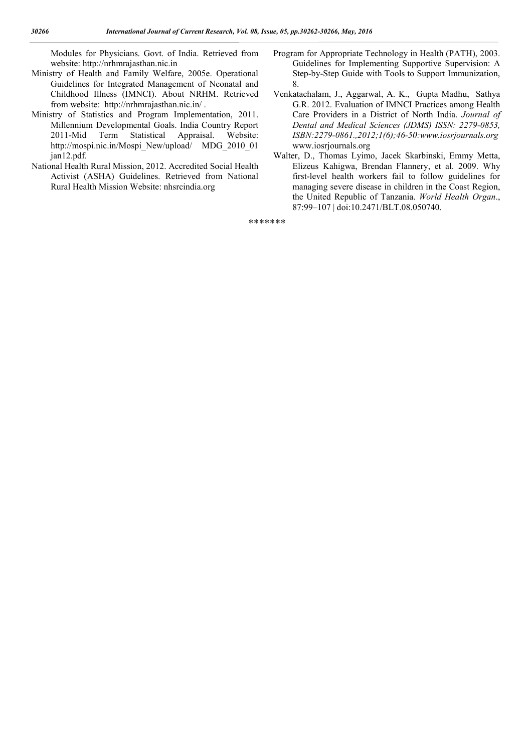Modules for Physicians. Govt. of India. Retrieved from website: http://nrhmrajasthan.nic.in

Ministry of Health and Family Welfare, 2005e. Operational Guidelines for Integrated Management of Neonatal and Childhood Illness (IMNCI). About NRHM. Retrieved from website: http://nrhmrajasthan.nic.in/ .

Ministry of Statistics and Program Implementation, 2011. Millennium Developmental Goals. India Country Report 2011-Mid Term Statistical Appraisal. Website: http://mospi.nic.in/Mospi_New/upload/ MDG_2010_01 jan12.pdf.

National Health Rural Mission, 2012. Accredited Social Health Activist (ASHA) Guidelines. Retrieved from National Rural Health Mission Website: nhsrcindia.org

Program for Appropriate Technology in Health (PATH), 2003. Guidelines for Implementing Supportive Supervision: A Step-by-Step Guide with Tools to Support Immunization, 8.

Venkatachalam, J., Aggarwal, A. K., Gupta Madhu, Sathya G.R. 2012. Evaluation of IMNCI Practices among Health Care Providers in a District of North India. *Journal of Dental and Medical Sciences (JDMS) ISSN: 2279-0853, ISBN:2279-0861.,2012;1(6);46-50:www.iosrjournals.org* www.iosrjournals.org

Walter, D., Thomas Lyimo, Jacek Skarbinski, Emmy Metta, Elizeus Kahigwa, Brendan Flannery, et al. 2009. Why first-level health workers fail to follow guidelines for managing severe disease in children in the Coast Region, the United Republic of Tanzania. *World Health Organ*., 87:99–107 | doi:10.2471/BLT.08.050740.

*******